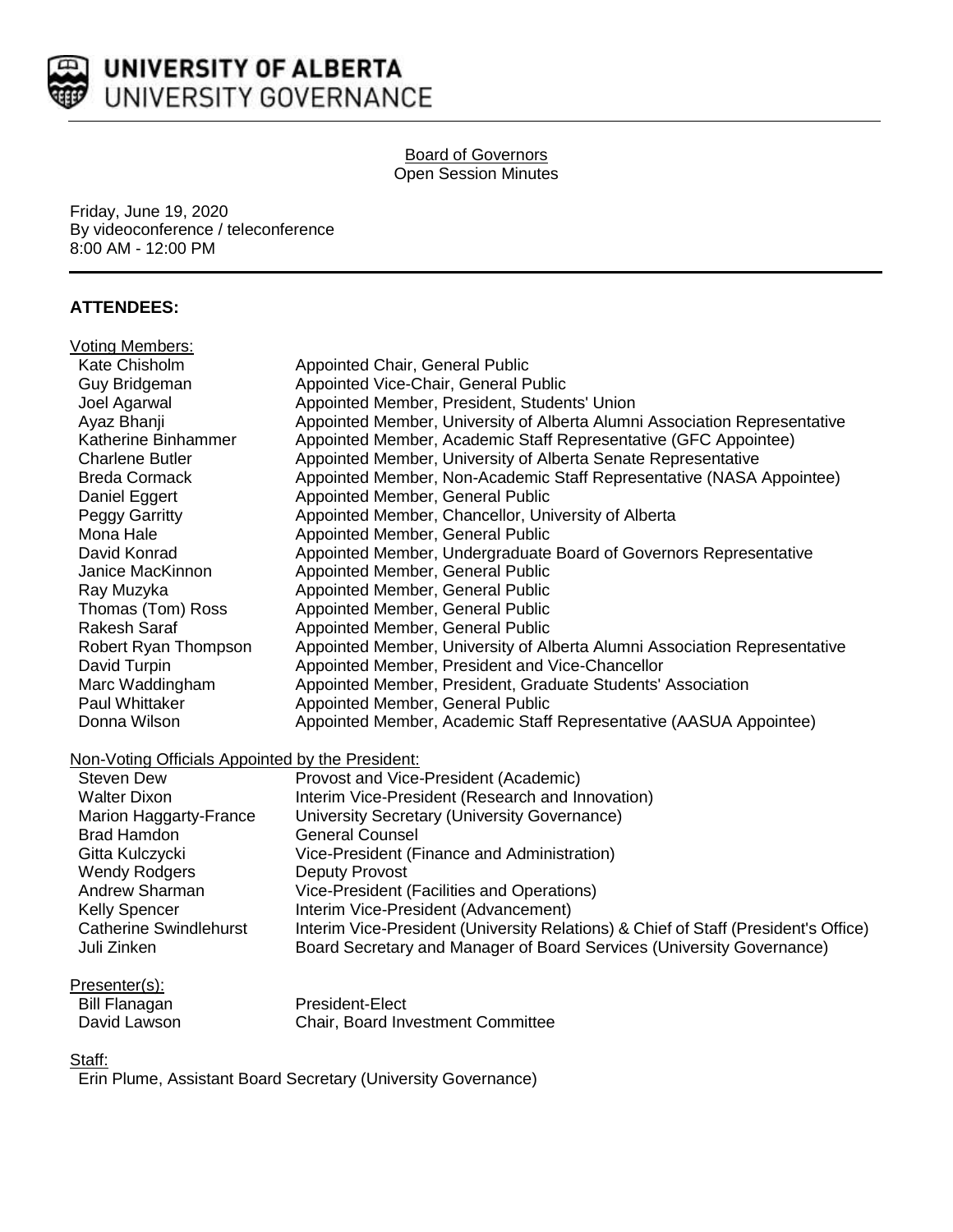# UNIVERSITY OF ALBERTA
## UNIVERSITY GOVERNANCE

Board of Governors
Open Session Minutes

Friday, June 19, 2020
By videoconference / teleconference
8:00 AM - 12:00 PM

## ATTENDEES:

Voting Members:

| | |
|---|---|
| Kate Chisholm | Appointed Chair, General Public |
| Guy Bridgeman | Appointed Vice-Chair, General Public |
| Joel Agarwal | Appointed Member, President, Students' Union |
| Ayaz Bhanji | Appointed Member, University of Alberta Alumni Association Representative |
| Katherine Binhammer | Appointed Member, Academic Staff Representative (GFC Appointee) |
| Charlene Butler | Appointed Member, University of Alberta Senate Representative |
| Breda Cormack | Appointed Member, Non-Academic Staff Representative (NASA Appointee) |
| Daniel Eggert | Appointed Member, General Public |
| Peggy Garritty | Appointed Member, Chancellor, University of Alberta |
| Mona Hale | Appointed Member, General Public |
| David Konrad | Appointed Member, Undergraduate Board of Governors Representative |
| Janice MacKinnon | Appointed Member, General Public |
| Ray Muzyka | Appointed Member, General Public |
| Thomas (Tom) Ross | Appointed Member, General Public |
| Rakesh Saraf | Appointed Member, General Public |
| Robert Ryan Thompson | Appointed Member, University of Alberta Alumni Association Representative |
| David Turpin | Appointed Member, President and Vice-Chancellor |
| Marc Waddingham | Appointed Member, President, Graduate Students' Association |
| Paul Whittaker | Appointed Member, General Public |
| Donna Wilson | Appointed Member, Academic Staff Representative (AASUA Appointee) |

Non-Voting Officials Appointed by the President:

| | |
|---|---|
| Steven Dew | Provost and Vice-President (Academic) |
| Walter Dixon | Interim Vice-President (Research and Innovation) |
| Marion Haggarty-France | University Secretary (University Governance) |
| Brad Hamdon | General Counsel |
| Gitta Kulczycki | Vice-President (Finance and Administration) |
| Wendy Rodgers | Deputy Provost |
| Andrew Sharman | Vice-President (Facilities and Operations) |
| Kelly Spencer | Interim Vice-President (Advancement) |
| Catherine Swindlehurst | Interim Vice-President (University Relations) & Chief of Staff (President's Office) |
| Juli Zinken | Board Secretary and Manager of Board Services (University Governance) |

Presenter(s):

| | |
|---|---|
| Bill Flanagan | President-Elect |
| David Lawson | Chair, Board Investment Committee |

Staff:

Erin Plume, Assistant Board Secretary (University Governance)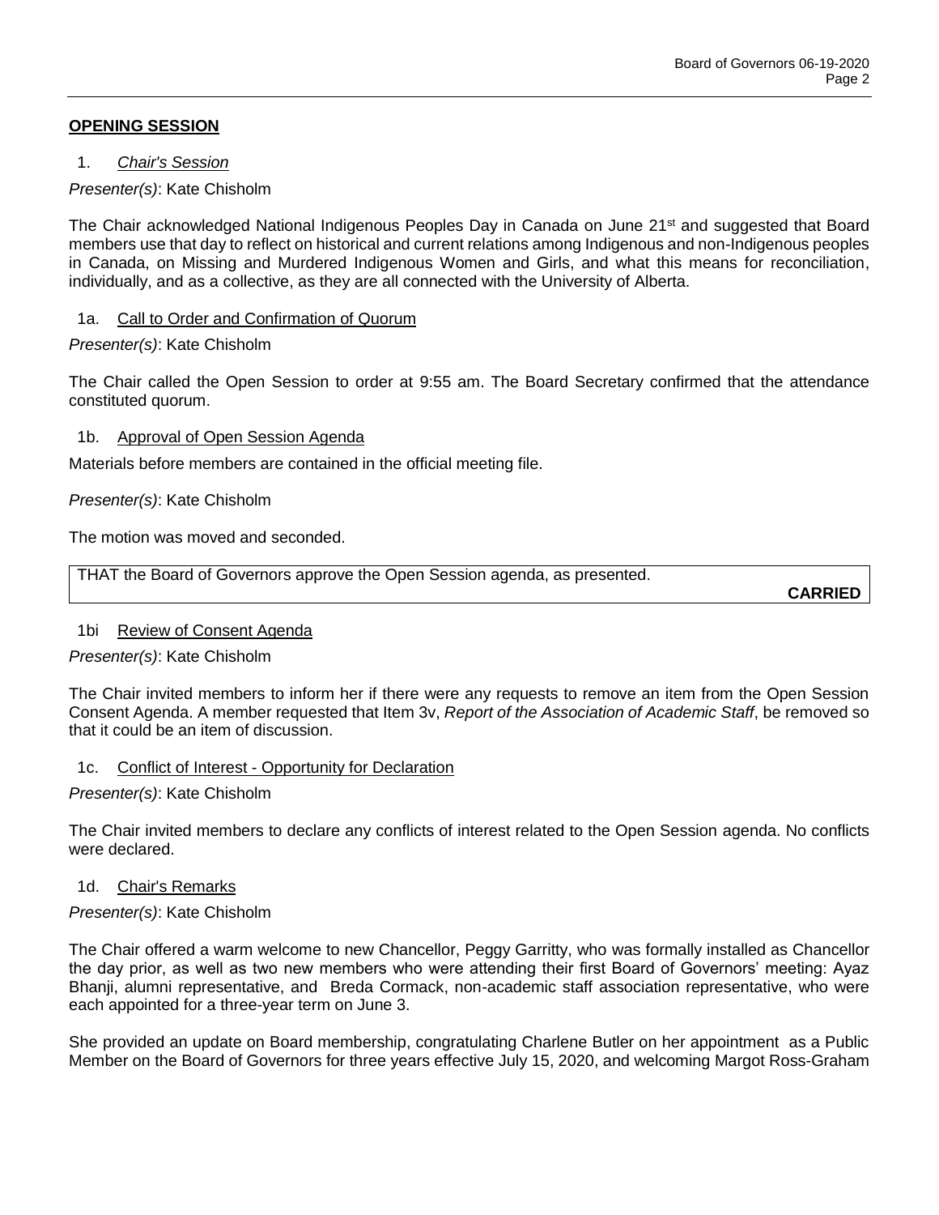## **OPENING SESSION**

1. *Chair's Session*

*Presenter(s)*: Kate Chisholm

The Chair acknowledged National Indigenous Peoples Day in Canada on June 21st and suggested that Board members use that day to reflect on historical and current relations among Indigenous and non-Indigenous peoples in Canada, on Missing and Murdered Indigenous Women and Girls, and what this means for reconciliation, individually, and as a collective, as they are all connected with the University of Alberta.

1a. Call to Order and Confirmation of Quorum

*Presenter(s)*: Kate Chisholm

The Chair called the Open Session to order at 9:55 am. The Board Secretary confirmed that the attendance constituted quorum.

1b. Approval of Open Session Agenda

Materials before members are contained in the official meeting file.

*Presenter(s)*: Kate Chisholm

The motion was moved and seconded.

THAT the Board of Governors approve the Open Session agenda, as presented.

**CARRIED**

1bi Review of Consent Agenda

*Presenter(s)*: Kate Chisholm

The Chair invited members to inform her if there were any requests to remove an item from the Open Session Consent Agenda. A member requested that Item 3v, *Report of the Association of Academic Staff*, be removed so that it could be an item of discussion.

1c. Conflict of Interest - Opportunity for Declaration

*Presenter(s)*: Kate Chisholm

The Chair invited members to declare any conflicts of interest related to the Open Session agenda. No conflicts were declared.

1d. Chair's Remarks

*Presenter(s)*: Kate Chisholm

The Chair offered a warm welcome to new Chancellor, Peggy Garritty, who was formally installed as Chancellor the day prior, as well as two new members who were attending their first Board of Governors' meeting: Ayaz Bhanji, alumni representative, and Breda Cormack, non-academic staff association representative, who were each appointed for a three-year term on June 3.

She provided an update on Board membership, congratulating Charlene Butler on her appointment as a Public Member on the Board of Governors for three years effective July 15, 2020, and welcoming Margot Ross-Graham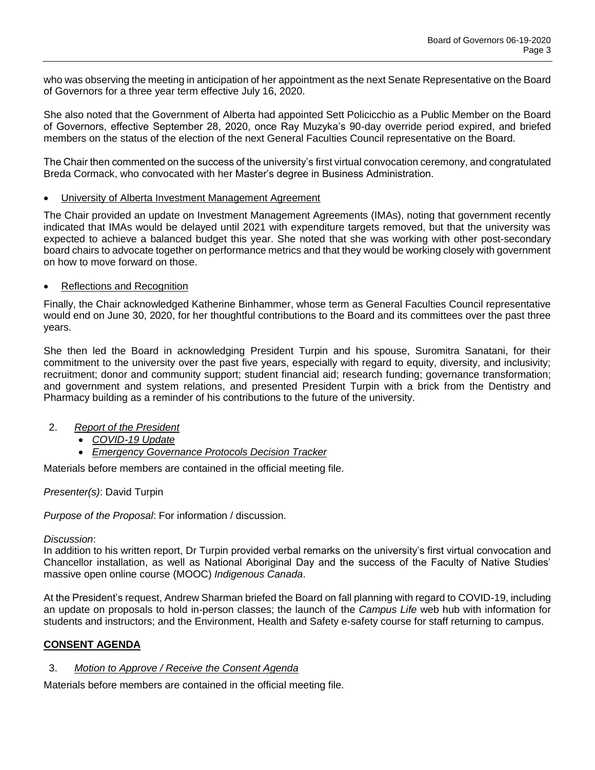who was observing the meeting in anticipation of her appointment as the next Senate Representative on the Board of Governors for a three year term effective July 16, 2020.

She also noted that the Government of Alberta had appointed Sett Policicchio as a Public Member on the Board of Governors, effective September 28, 2020, once Ray Muzyka's 90-day override period expired, and briefed members on the status of the election of the next General Faculties Council representative on the Board.

The Chair then commented on the success of the university's first virtual convocation ceremony, and congratulated Breda Cormack, who convocated with her Master's degree in Business Administration.

- <u>University of Alberta Investment Management Agreement</u>

The Chair provided an update on Investment Management Agreements (IMAs), noting that government recently indicated that IMAs would be delayed until 2021 with expenditure targets removed, but that the university was expected to achieve a balanced budget this year. She noted that she was working with other post-secondary board chairs to advocate together on performance metrics and that they would be working closely with government on how to move forward on those.

- <u>Reflections and Recognition</u>

Finally, the Chair acknowledged Katherine Binhammer, whose term as General Faculties Council representative would end on June 30, 2020, for her thoughtful contributions to the Board and its committees over the past three years.

She then led the Board in acknowledging President Turpin and his spouse, Suromitra Sanatani, for their commitment to the university over the past five years, especially with regard to equity, diversity, and inclusivity; recruitment; donor and community support; student financial aid; research funding; governance transformation; and government and system relations, and presented President Turpin with a brick from the Dentistry and Pharmacy building as a reminder of his contributions to the future of the university.

2. *<u>Report of the President</u>*
   - *<u>COVID-19 Update</u>*
   - *<u>Emergency Governance Protocols Decision Tracker</u>*

Materials before members are contained in the official meeting file.

*Presenter(s)*: David Turpin

*Purpose of the Proposal*: For information / discussion.

*Discussion*:
In addition to his written report, Dr Turpin provided verbal remarks on the university's first virtual convocation and Chancellor installation, as well as National Aboriginal Day and the success of the Faculty of Native Studies' massive open online course (MOOC) *Indigenous Canada*.

At the President's request, Andrew Sharman briefed the Board on fall planning with regard to COVID-19, including an update on proposals to hold in-person classes; the launch of the *Campus Life* web hub with information for students and instructors; and the Environment, Health and Safety e-safety course for staff returning to campus.

## **<u>CONSENT AGENDA</u>**

3. *<u>Motion to Approve / Receive the Consent Agenda</u>*

Materials before members are contained in the official meeting file.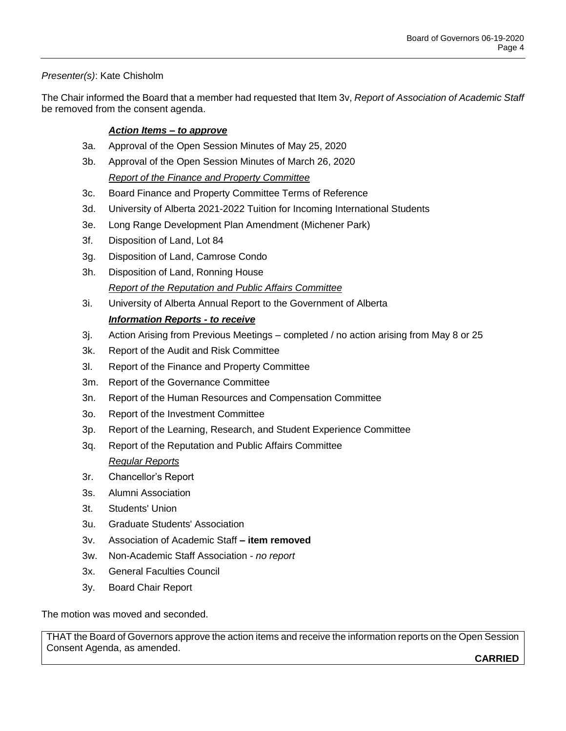*Presenter(s)*: Kate Chisholm

The Chair informed the Board that a member had requested that Item 3v, *Report of Association of Academic Staff* be removed from the consent agenda.

***Action Items – to approve***

3a. Approval of the Open Session Minutes of May 25, 2020

3b. Approval of the Open Session Minutes of March 26, 2020

*Report of the Finance and Property Committee*

3c. Board Finance and Property Committee Terms of Reference

3d. University of Alberta 2021-2022 Tuition for Incoming International Students

3e. Long Range Development Plan Amendment (Michener Park)

3f. Disposition of Land, Lot 84

3g. Disposition of Land, Camrose Condo

3h. Disposition of Land, Ronning House

*Report of the Reputation and Public Affairs Committee*

3i. University of Alberta Annual Report to the Government of Alberta

***Information Reports - to receive***

3j. Action Arising from Previous Meetings – completed / no action arising from May 8 or 25

3k. Report of the Audit and Risk Committee

3l. Report of the Finance and Property Committee

3m. Report of the Governance Committee

3n. Report of the Human Resources and Compensation Committee

3o. Report of the Investment Committee

3p. Report of the Learning, Research, and Student Experience Committee

3q. Report of the Reputation and Public Affairs Committee

*Regular Reports*

3r. Chancellor's Report

3s. Alumni Association

3t. Students' Union

3u. Graduate Students' Association

3v. Association of Academic Staff **– item removed**

3w. Non-Academic Staff Association - *no report*

3x. General Faculties Council

3y. Board Chair Report

The motion was moved and seconded.

THAT the Board of Governors approve the action items and receive the information reports on the Open Session Consent Agenda, as amended.

**CARRIED**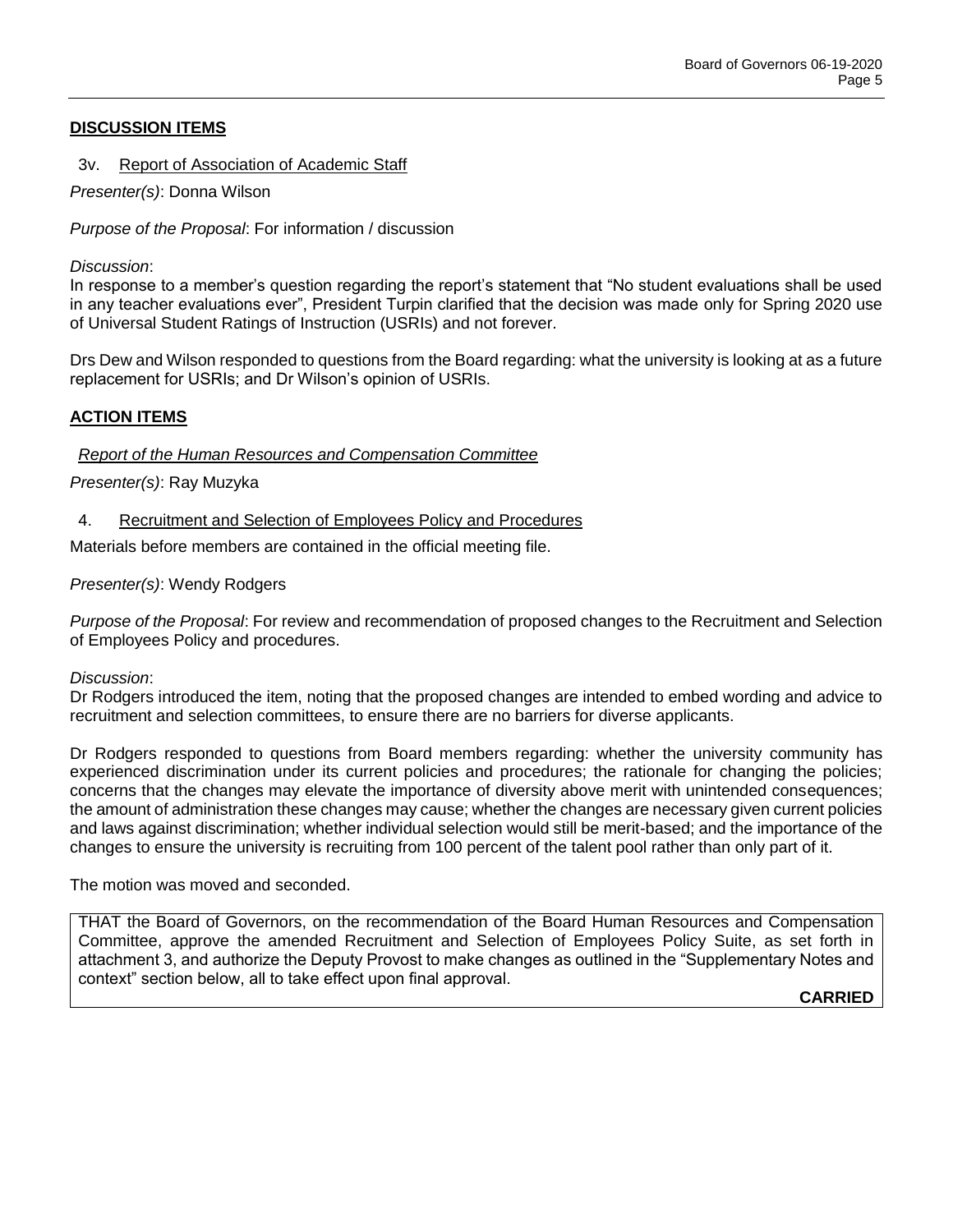## DISCUSSION ITEMS

### 3v. Report of Association of Academic Staff

*Presenter(s)*: Donna Wilson

*Purpose of the Proposal*: For information / discussion

*Discussion*:
In response to a member's question regarding the report's statement that "No student evaluations shall be used in any teacher evaluations ever", President Turpin clarified that the decision was made only for Spring 2020 use of Universal Student Ratings of Instruction (USRIs) and not forever.

Drs Dew and Wilson responded to questions from the Board regarding: what the university is looking at as a future replacement for USRIs; and Dr Wilson's opinion of USRIs.

## ACTION ITEMS

*Report of the Human Resources and Compensation Committee*

*Presenter(s)*: Ray Muzyka

### 4. Recruitment and Selection of Employees Policy and Procedures

Materials before members are contained in the official meeting file.

*Presenter(s)*: Wendy Rodgers

*Purpose of the Proposal*: For review and recommendation of proposed changes to the Recruitment and Selection of Employees Policy and procedures.

*Discussion*:
Dr Rodgers introduced the item, noting that the proposed changes are intended to embed wording and advice to recruitment and selection committees, to ensure there are no barriers for diverse applicants.

Dr Rodgers responded to questions from Board members regarding: whether the university community has experienced discrimination under its current policies and procedures; the rationale for changing the policies; concerns that the changes may elevate the importance of diversity above merit with unintended consequences; the amount of administration these changes may cause; whether the changes are necessary given current policies and laws against discrimination; whether individual selection would still be merit-based; and the importance of the changes to ensure the university is recruiting from 100 percent of the talent pool rather than only part of it.

The motion was moved and seconded.

THAT the Board of Governors, on the recommendation of the Board Human Resources and Compensation Committee, approve the amended Recruitment and Selection of Employees Policy Suite, as set forth in attachment 3, and authorize the Deputy Provost to make changes as outlined in the "Supplementary Notes and context" section below, all to take effect upon final approval.

**CARRIED**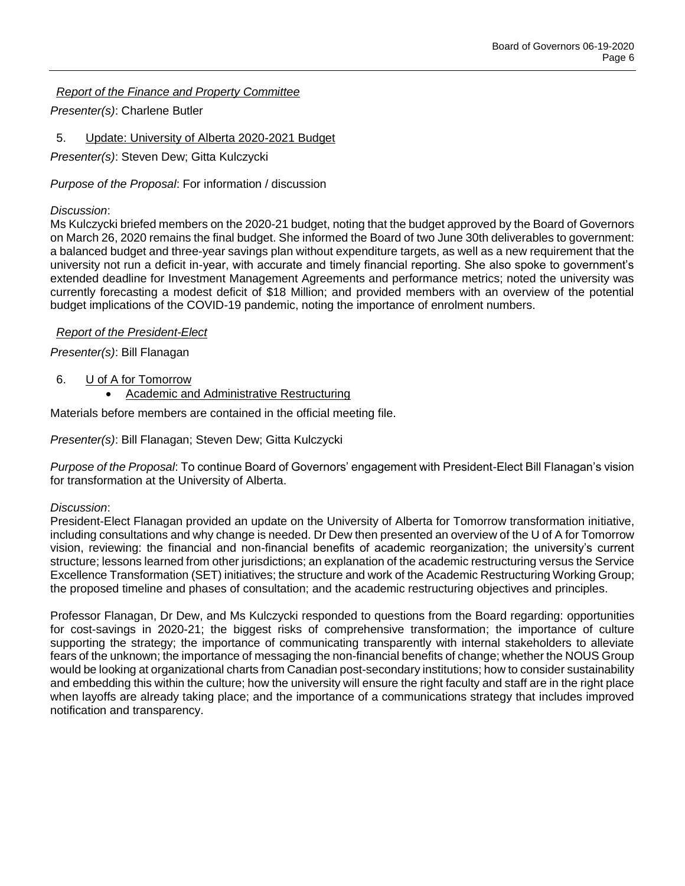*Report of the Finance and Property Committee*

*Presenter(s)*: Charlene Butler

5. Update: University of Alberta 2020-2021 Budget

*Presenter(s)*: Steven Dew; Gitta Kulczycki

*Purpose of the Proposal*: For information / discussion

*Discussion*:

Ms Kulczycki briefed members on the 2020-21 budget, noting that the budget approved by the Board of Governors on March 26, 2020 remains the final budget. She informed the Board of two June 30th deliverables to government: a balanced budget and three-year savings plan without expenditure targets, as well as a new requirement that the university not run a deficit in-year, with accurate and timely financial reporting. She also spoke to government's extended deadline for Investment Management Agreements and performance metrics; noted the university was currently forecasting a modest deficit of $18 Million; and provided members with an overview of the potential budget implications of the COVID-19 pandemic, noting the importance of enrolment numbers.

*Report of the President-Elect*

*Presenter(s)*: Bill Flanagan

6. U of A for Tomorrow
   - Academic and Administrative Restructuring

Materials before members are contained in the official meeting file.

*Presenter(s)*: Bill Flanagan; Steven Dew; Gitta Kulczycki

*Purpose of the Proposal*: To continue Board of Governors' engagement with President-Elect Bill Flanagan's vision for transformation at the University of Alberta.

*Discussion*:

President-Elect Flanagan provided an update on the University of Alberta for Tomorrow transformation initiative, including consultations and why change is needed. Dr Dew then presented an overview of the U of A for Tomorrow vision, reviewing: the financial and non-financial benefits of academic reorganization; the university's current structure; lessons learned from other jurisdictions; an explanation of the academic restructuring versus the Service Excellence Transformation (SET) initiatives; the structure and work of the Academic Restructuring Working Group; the proposed timeline and phases of consultation; and the academic restructuring objectives and principles.

Professor Flanagan, Dr Dew, and Ms Kulczycki responded to questions from the Board regarding: opportunities for cost-savings in 2020-21; the biggest risks of comprehensive transformation; the importance of culture supporting the strategy; the importance of communicating transparently with internal stakeholders to alleviate fears of the unknown; the importance of messaging the non-financial benefits of change; whether the NOUS Group would be looking at organizational charts from Canadian post-secondary institutions; how to consider sustainability and embedding this within the culture; how the university will ensure the right faculty and staff are in the right place when layoffs are already taking place; and the importance of a communications strategy that includes improved notification and transparency.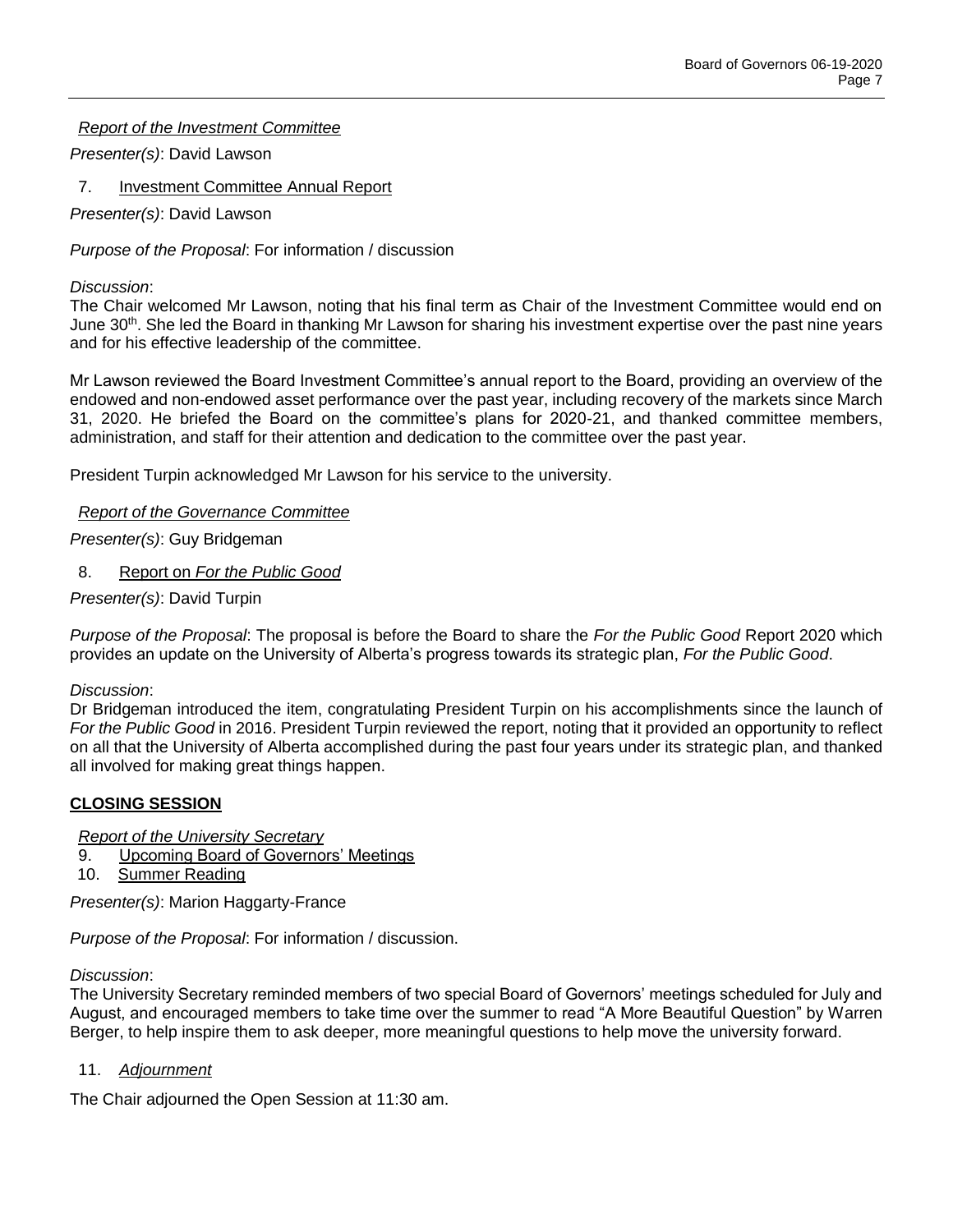*Report of the Investment Committee*

*Presenter(s)*: David Lawson

7. Investment Committee Annual Report

*Presenter(s)*: David Lawson

*Purpose of the Proposal*: For information / discussion

*Discussion*:

The Chair welcomed Mr Lawson, noting that his final term as Chair of the Investment Committee would end on June 30th. She led the Board in thanking Mr Lawson for sharing his investment expertise over the past nine years and for his effective leadership of the committee.

Mr Lawson reviewed the Board Investment Committee's annual report to the Board, providing an overview of the endowed and non-endowed asset performance over the past year, including recovery of the markets since March 31, 2020. He briefed the Board on the committee's plans for 2020-21, and thanked committee members, administration, and staff for their attention and dedication to the committee over the past year.

President Turpin acknowledged Mr Lawson for his service to the university.

*Report of the Governance Committee*

*Presenter(s)*: Guy Bridgeman

8. Report on *For the Public Good*

*Presenter(s)*: David Turpin

*Purpose of the Proposal*: The proposal is before the Board to share the *For the Public Good* Report 2020 which provides an update on the University of Alberta's progress towards its strategic plan, *For the Public Good*.

*Discussion*:

Dr Bridgeman introduced the item, congratulating President Turpin on his accomplishments since the launch of *For the Public Good* in 2016. President Turpin reviewed the report, noting that it provided an opportunity to reflect on all that the University of Alberta accomplished during the past four years under its strategic plan, and thanked all involved for making great things happen.

## CLOSING SESSION

*Report of the University Secretary*

9. Upcoming Board of Governors' Meetings
10. Summer Reading

*Presenter(s)*: Marion Haggarty-France

*Purpose of the Proposal*: For information / discussion.

*Discussion*:

The University Secretary reminded members of two special Board of Governors' meetings scheduled for July and August, and encouraged members to take time over the summer to read "A More Beautiful Question" by Warren Berger, to help inspire them to ask deeper, more meaningful questions to help move the university forward.

11. *Adjournment*

The Chair adjourned the Open Session at 11:30 am.